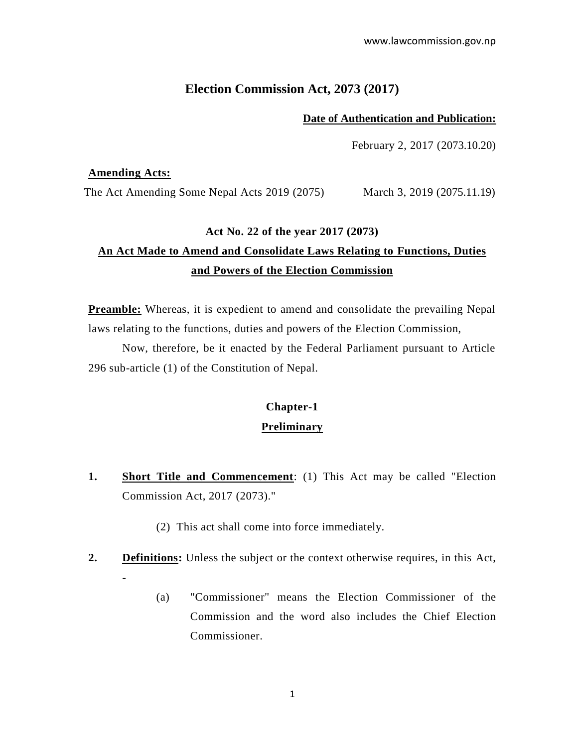# Election Commission Act, 2073 (2017)

**Date of Authentication and Publication:**

February 2, 2017 (2073.10.20)

**Amending Acts:**

The Act Amending Some Nepal Acts 2019 (2075) March 3, 2019 (2075.11.19)

**Act No. 22 of the year 2017 (2073)**

## An Act Made to Amend and Consolidate Laws Relating to Functions, Duties and Powers of the Election Commission

**Preamble:** Whereas, it is expedient to amend and consolidate the prevailing Nepal laws relating to the functions, duties and powers of the Election Commission,

Now, therefore, be it enacted by the Federal Parliament pursuant to Article 296 sub-article (1) of the Constitution of Nepal.

## Chapter-1

## Preliminary

**1. Short Title and Commencement**: (1) This Act may be called "Election Commission Act, 2017 (2073)."

(2) This act shall come into force immediately.

**2. Definitions:** Unless the subject or the context otherwise requires, in this Act, -

(a) "Commissioner" means the Election Commissioner of the Commission and the word also includes the Chief Election Commissioner.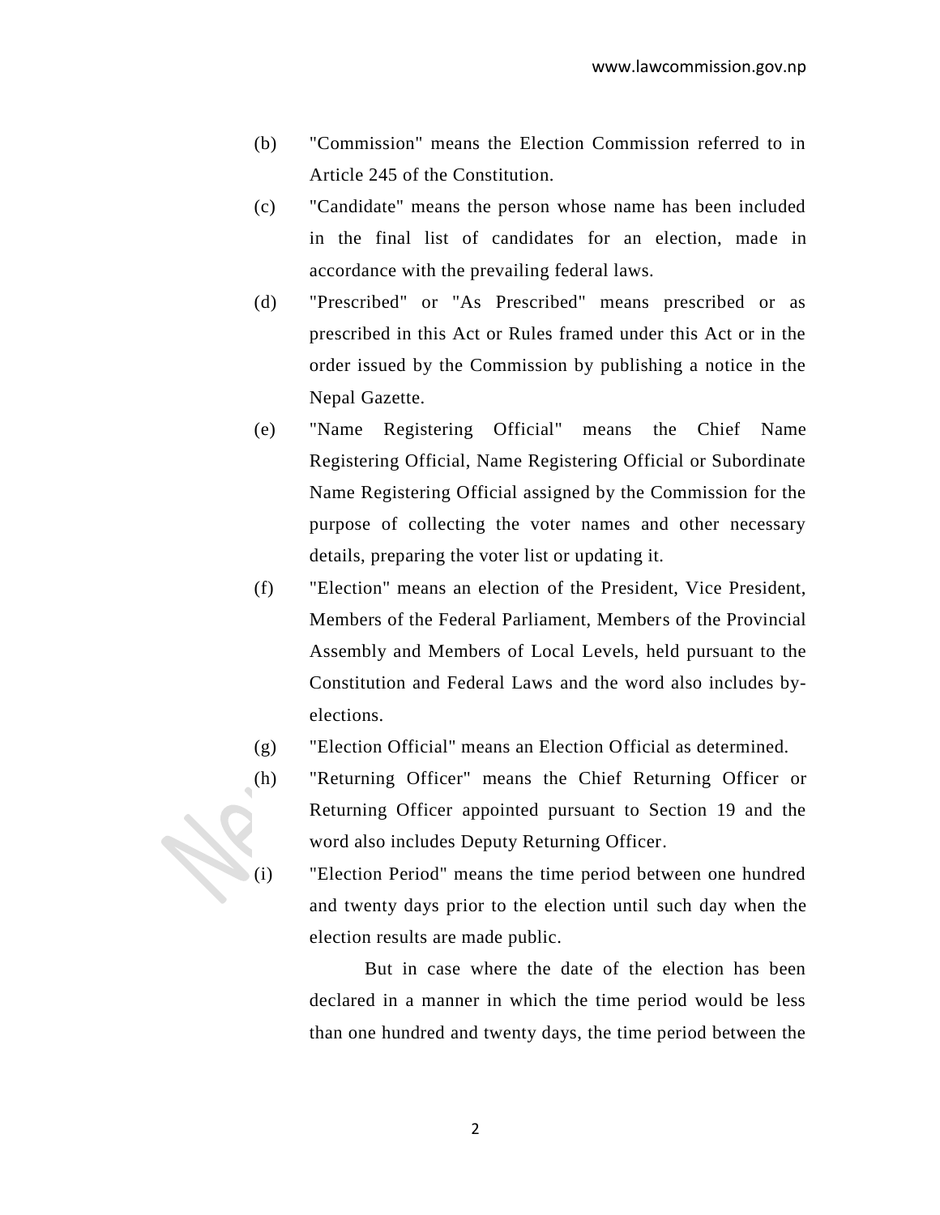(b) "Commission" means the Election Commission referred to in Article 245 of the Constitution.

(c) "Candidate" means the person whose name has been included in the final list of candidates for an election, made in accordance with the prevailing federal laws.

(d) "Prescribed" or "As Prescribed" means prescribed or as prescribed in this Act or Rules framed under this Act or in the order issued by the Commission by publishing a notice in the Nepal Gazette.

(e) "Name Registering Official" means the Chief Name Registering Official, Name Registering Official or Subordinate Name Registering Official assigned by the Commission for the purpose of collecting the voter names and other necessary details, preparing the voter list or updating it.

(f) "Election" means an election of the President, Vice President, Members of the Federal Parliament, Members of the Provincial Assembly and Members of Local Levels, held pursuant to the Constitution and Federal Laws and the word also includes by-elections.

(g) "Election Official" means an Election Official as determined.

(h) "Returning Officer" means the Chief Returning Officer or Returning Officer appointed pursuant to Section 19 and the word also includes Deputy Returning Officer.

(i) "Election Period" means the time period between one hundred and twenty days prior to the election until such day when the election results are made public.

But in case where the date of the election has been declared in a manner in which the time period would be less than one hundred and twenty days, the time period between the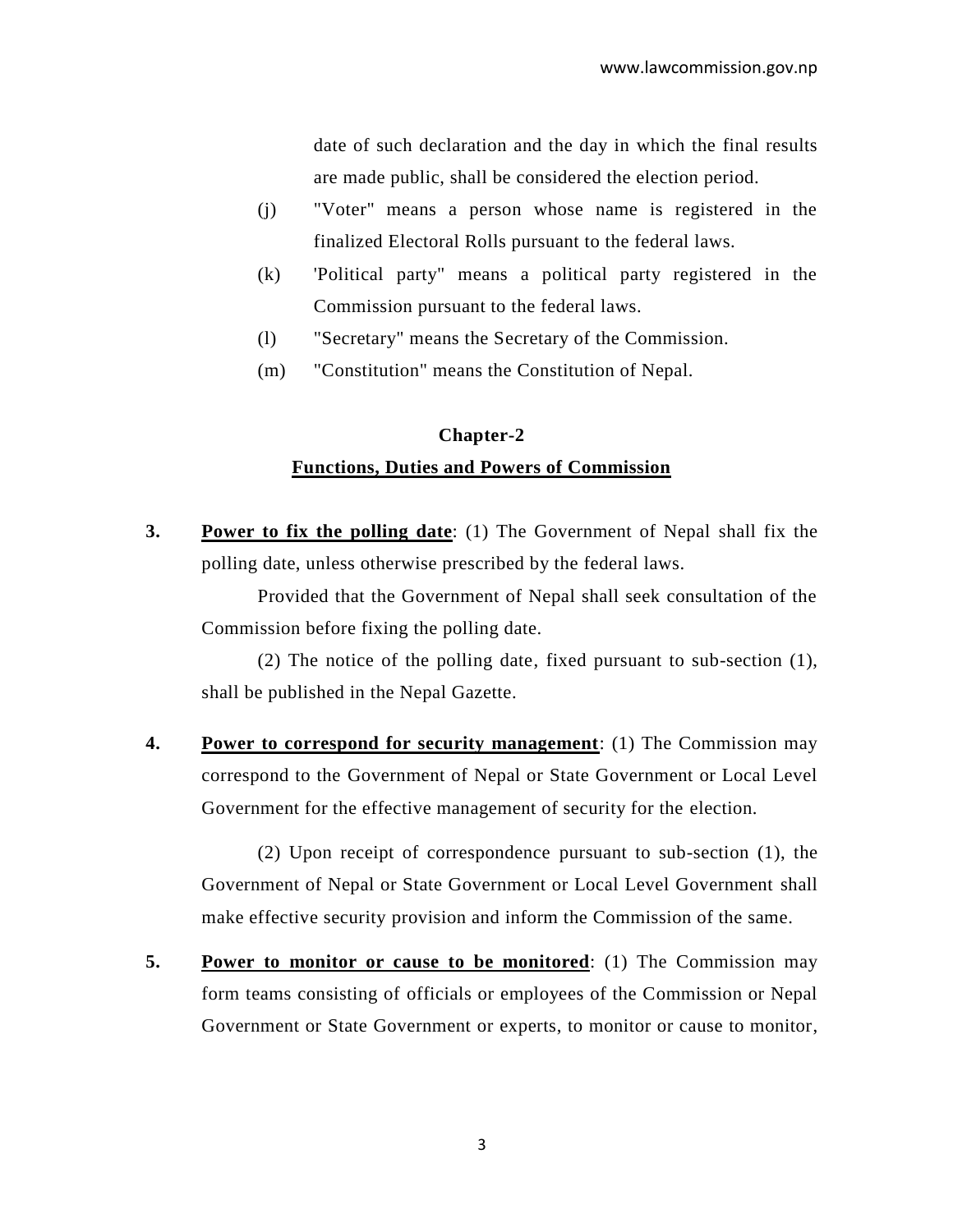date of such declaration and the day in which the final results are made public, shall be considered the election period.

(j) "Voter" means a person whose name is registered in the finalized Electoral Rolls pursuant to the federal laws.

(k) 'Political party" means a political party registered in the Commission pursuant to the federal laws.

(l) "Secretary" means the Secretary of the Commission.

(m) "Constitution" means the Constitution of Nepal.

## Chapter-2

## Functions, Duties and Powers of Commission

**3. Power to fix the polling date**: (1) The Government of Nepal shall fix the polling date, unless otherwise prescribed by the federal laws.

Provided that the Government of Nepal shall seek consultation of the Commission before fixing the polling date.

(2) The notice of the polling date, fixed pursuant to sub-section (1), shall be published in the Nepal Gazette.

**4. Power to correspond for security management**: (1) The Commission may correspond to the Government of Nepal or State Government or Local Level Government for the effective management of security for the election.

(2) Upon receipt of correspondence pursuant to sub-section (1), the Government of Nepal or State Government or Local Level Government shall make effective security provision and inform the Commission of the same.

**5. Power to monitor or cause to be monitored**: (1) The Commission may form teams consisting of officials or employees of the Commission or Nepal Government or State Government or experts, to monitor or cause to monitor,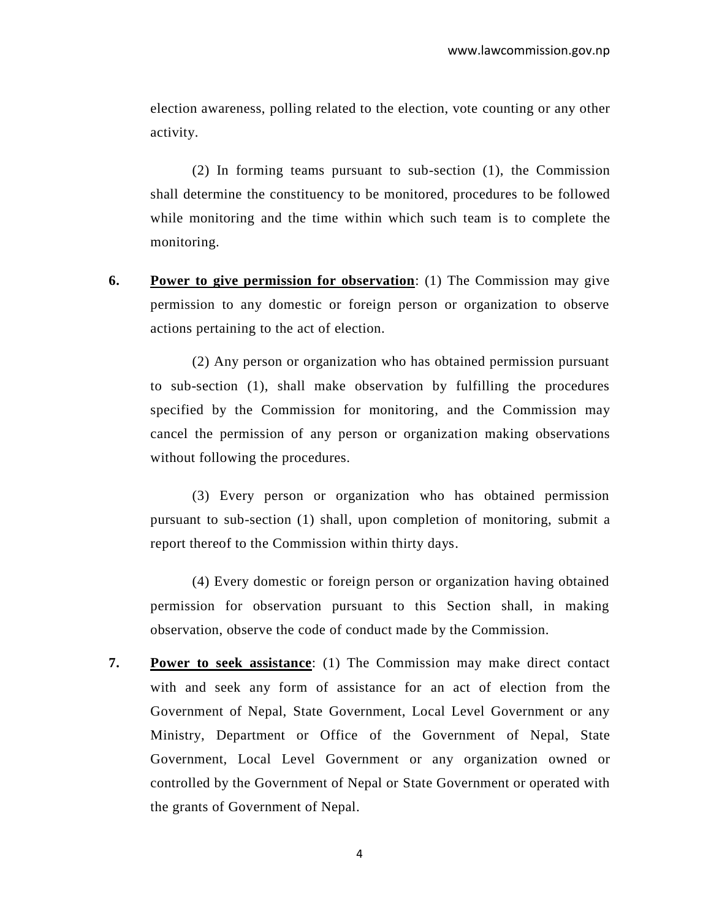election awareness, polling related to the election, vote counting or any other activity.

(2) In forming teams pursuant to sub-section (1), the Commission shall determine the constituency to be monitored, procedures to be followed while monitoring and the time within which such team is to complete the monitoring.

**6.** **Power to give permission for observation**: (1) The Commission may give permission to any domestic or foreign person or organization to observe actions pertaining to the act of election.

(2) Any person or organization who has obtained permission pursuant to sub-section (1), shall make observation by fulfilling the procedures specified by the Commission for monitoring, and the Commission may cancel the permission of any person or organization making observations without following the procedures.

(3) Every person or organization who has obtained permission pursuant to sub-section (1) shall, upon completion of monitoring, submit a report thereof to the Commission within thirty days.

(4) Every domestic or foreign person or organization having obtained permission for observation pursuant to this Section shall, in making observation, observe the code of conduct made by the Commission.

**7.** **Power to seek assistance**: (1) The Commission may make direct contact with and seek any form of assistance for an act of election from the Government of Nepal, State Government, Local Level Government or any Ministry, Department or Office of the Government of Nepal, State Government, Local Level Government or any organization owned or controlled by the Government of Nepal or State Government or operated with the grants of Government of Nepal.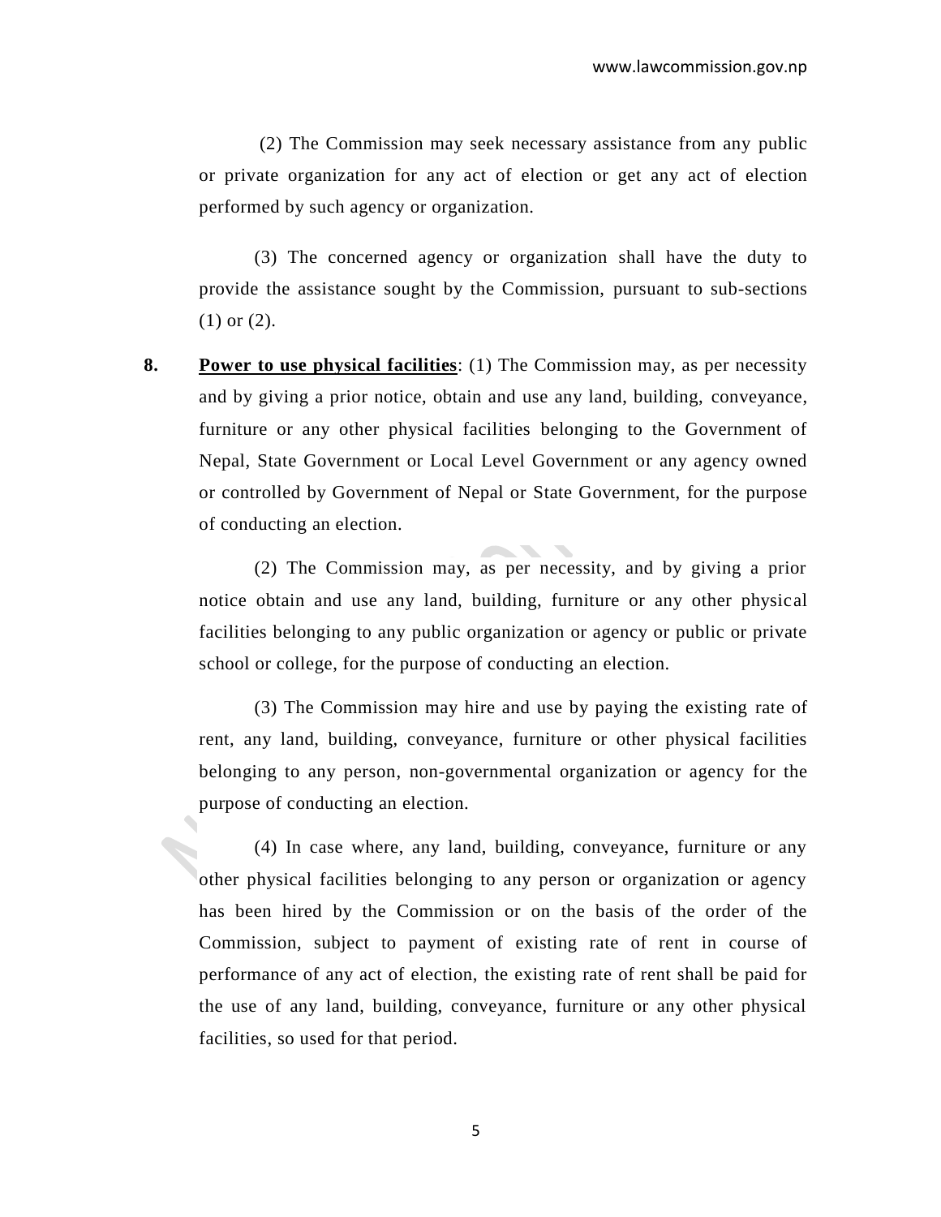(2) The Commission may seek necessary assistance from any public or private organization for any act of election or get any act of election performed by such agency or organization.

(3) The concerned agency or organization shall have the duty to provide the assistance sought by the Commission, pursuant to sub-sections (1) or (2).

**8. <u>Power to use physical facilities</u>**: (1) The Commission may, as per necessity and by giving a prior notice, obtain and use any land, building, conveyance, furniture or any other physical facilities belonging to the Government of Nepal, State Government or Local Level Government or any agency owned or controlled by Government of Nepal or State Government, for the purpose of conducting an election.

(2) The Commission may, as per necessity, and by giving a prior notice obtain and use any land, building, furniture or any other physical facilities belonging to any public organization or agency or public or private school or college, for the purpose of conducting an election.

(3) The Commission may hire and use by paying the existing rate of rent, any land, building, conveyance, furniture or other physical facilities belonging to any person, non-governmental organization or agency for the purpose of conducting an election.

(4) In case where, any land, building, conveyance, furniture or any other physical facilities belonging to any person or organization or agency has been hired by the Commission or on the basis of the order of the Commission, subject to payment of existing rate of rent in course of performance of any act of election, the existing rate of rent shall be paid for the use of any land, building, conveyance, furniture or any other physical facilities, so used for that period.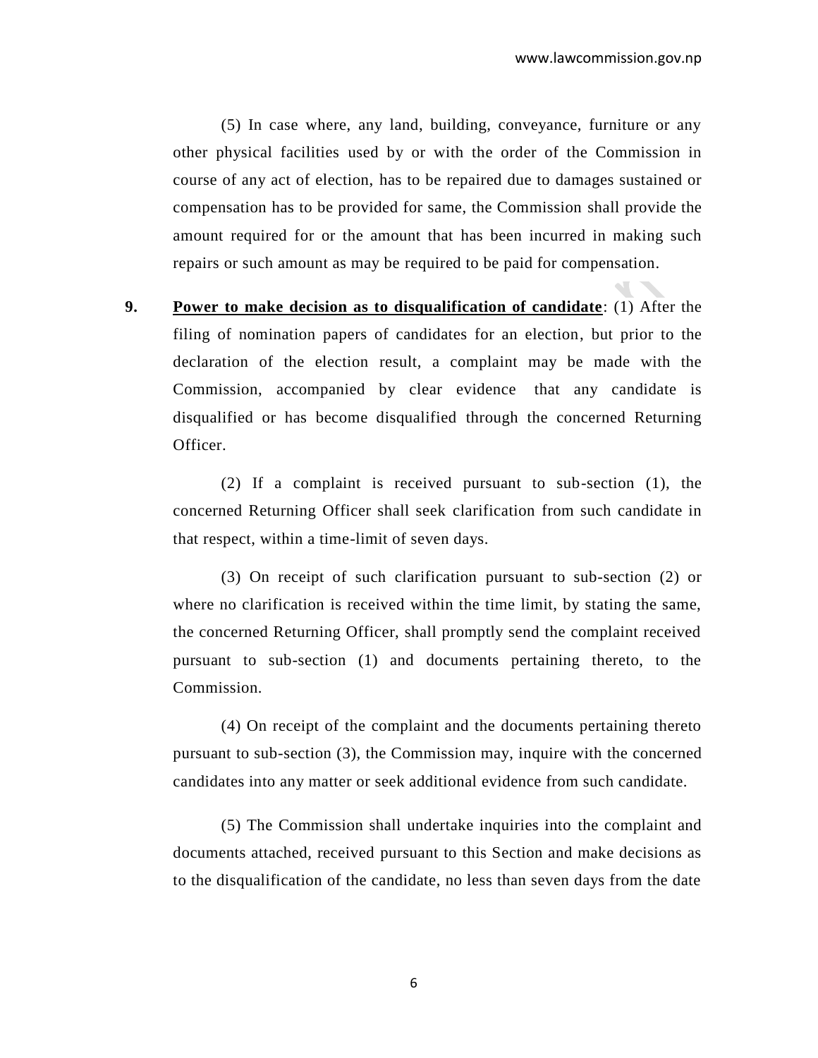(5) In case where, any land, building, conveyance, furniture or any other physical facilities used by or with the order of the Commission in course of any act of election, has to be repaired due to damages sustained or compensation has to be provided for same, the Commission shall provide the amount required for or the amount that has been incurred in making such repairs or such amount as may be required to be paid for compensation.

**9. Power to make decision as to disqualification of candidate**: (1) After the filing of nomination papers of candidates for an election, but prior to the declaration of the election result, a complaint may be made with the Commission, accompanied by clear evidence that any candidate is disqualified or has become disqualified through the concerned Returning Officer.

(2) If a complaint is received pursuant to sub-section (1), the concerned Returning Officer shall seek clarification from such candidate in that respect, within a time-limit of seven days.

(3) On receipt of such clarification pursuant to sub-section (2) or where no clarification is received within the time limit, by stating the same, the concerned Returning Officer, shall promptly send the complaint received pursuant to sub-section (1) and documents pertaining thereto, to the Commission.

(4) On receipt of the complaint and the documents pertaining thereto pursuant to sub-section (3), the Commission may, inquire with the concerned candidates into any matter or seek additional evidence from such candidate.

(5) The Commission shall undertake inquiries into the complaint and documents attached, received pursuant to this Section and make decisions as to the disqualification of the candidate, no less than seven days from the date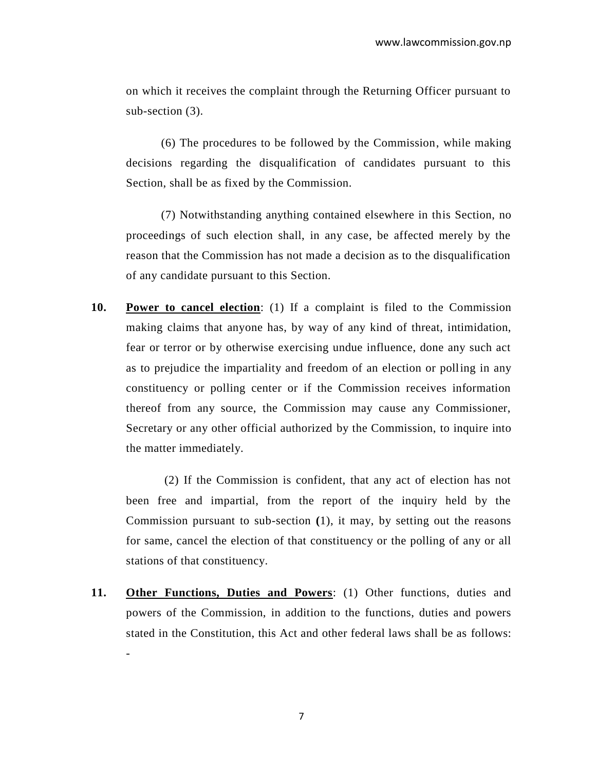on which it receives the complaint through the Returning Officer pursuant to sub-section (3).

(6) The procedures to be followed by the Commission, while making decisions regarding the disqualification of candidates pursuant to this Section, shall be as fixed by the Commission.

(7) Notwithstanding anything contained elsewhere in this Section, no proceedings of such election shall, in any case, be affected merely by the reason that the Commission has not made a decision as to the disqualification of any candidate pursuant to this Section.

**10. Power to cancel election**: (1) If a complaint is filed to the Commission making claims that anyone has, by way of any kind of threat, intimidation, fear or terror or by otherwise exercising undue influence, done any such act as to prejudice the impartiality and freedom of an election or polling in any constituency or polling center or if the Commission receives information thereof from any source, the Commission may cause any Commissioner, Secretary or any other official authorized by the Commission, to inquire into the matter immediately.

(2) If the Commission is confident, that any act of election has not been free and impartial, from the report of the inquiry held by the Commission pursuant to sub-section (1), it may, by setting out the reasons for same, cancel the election of that constituency or the polling of any or all stations of that constituency.

**11. Other Functions, Duties and Powers**: (1) Other functions, duties and powers of the Commission, in addition to the functions, duties and powers stated in the Constitution, this Act and other federal laws shall be as follows: -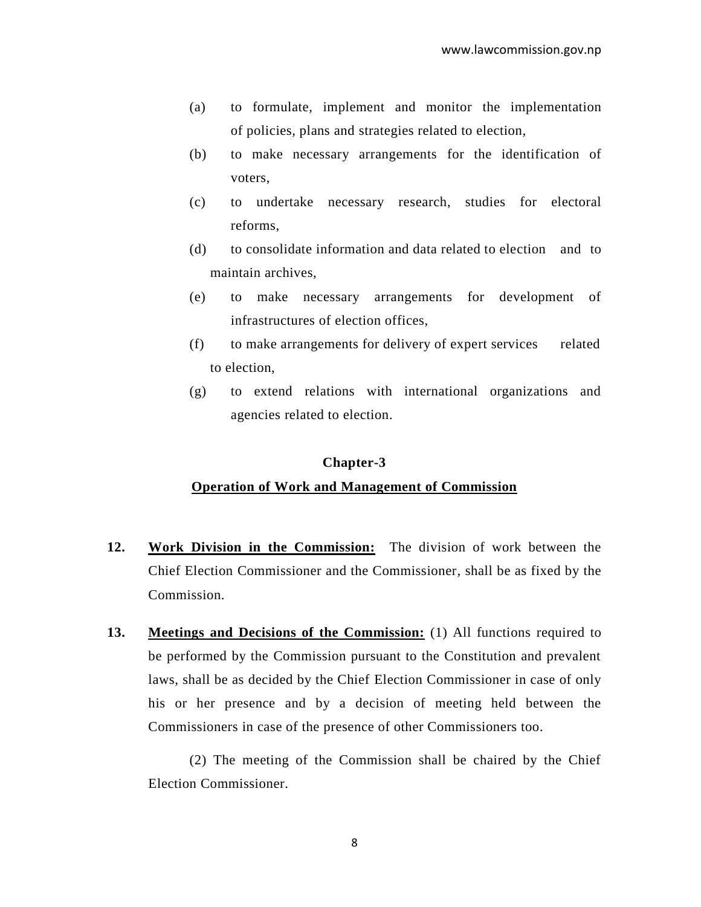(a) to formulate, implement and monitor the implementation of policies, plans and strategies related to election,

(b) to make necessary arrangements for the identification of voters,

(c) to undertake necessary research, studies for electoral reforms,

(d) to consolidate information and data related to election and to maintain archives,

(e) to make necessary arrangements for development of infrastructures of election offices,

(f) to make arrangements for delivery of expert services related to election,

(g) to extend relations with international organizations and agencies related to election.

## Chapter-3

## Operation of Work and Management of Commission

**12.** **Work Division in the Commission:** The division of work between the Chief Election Commissioner and the Commissioner, shall be as fixed by the Commission.

**13.** **Meetings and Decisions of the Commission:** (1) All functions required to be performed by the Commission pursuant to the Constitution and prevalent laws, shall be as decided by the Chief Election Commissioner in case of only his or her presence and by a decision of meeting held between the Commissioners in case of the presence of other Commissioners too.

(2) The meeting of the Commission shall be chaired by the Chief Election Commissioner.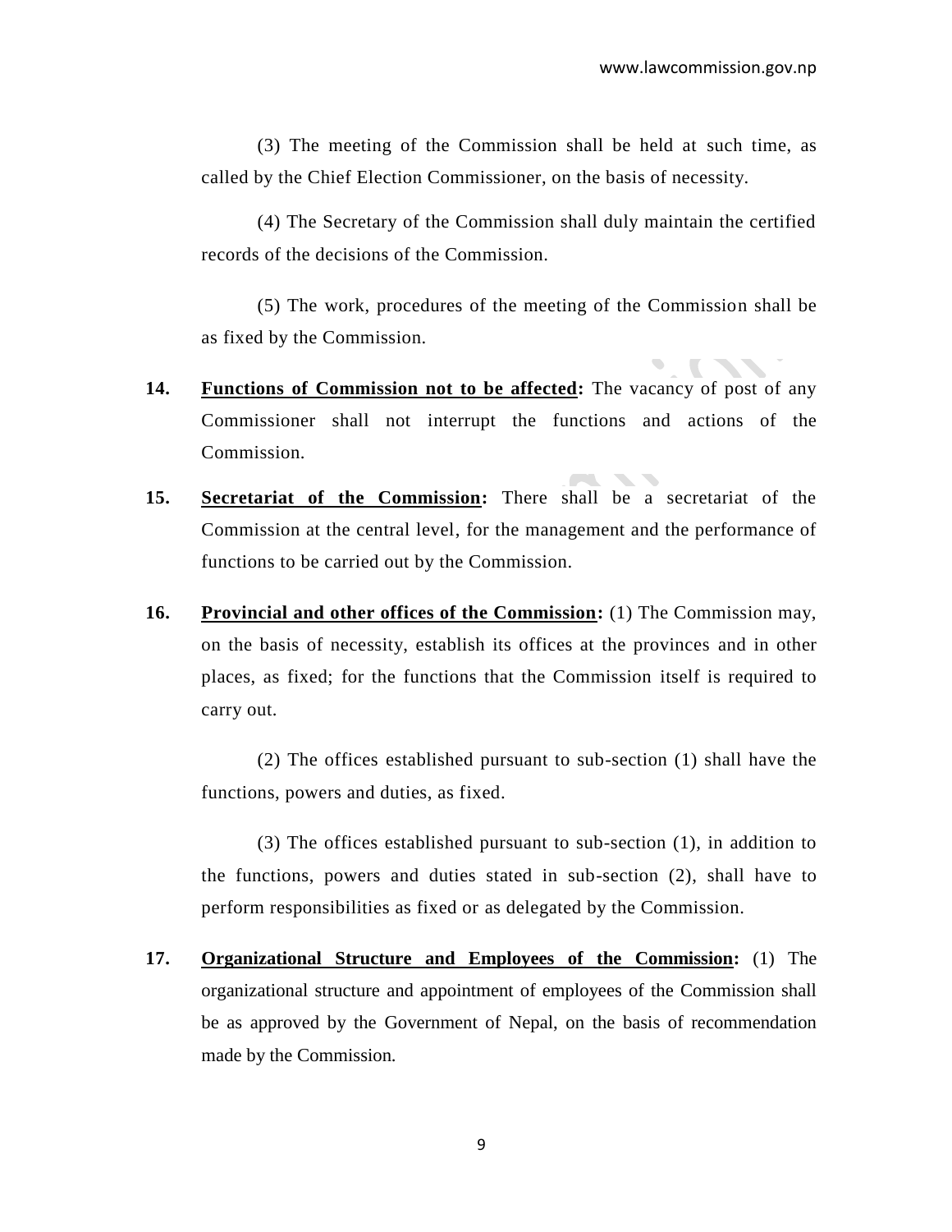(3) The meeting of the Commission shall be held at such time, as called by the Chief Election Commissioner, on the basis of necessity.

(4) The Secretary of the Commission shall duly maintain the certified records of the decisions of the Commission.

(5) The work, procedures of the meeting of the Commission shall be as fixed by the Commission.

**14.** **Functions of Commission not to be affected:** The vacancy of post of any Commissioner shall not interrupt the functions and actions of the Commission.

**15.** **Secretariat of the Commission:** There shall be a secretariat of the Commission at the central level, for the management and the performance of functions to be carried out by the Commission.

**16.** **Provincial and other offices of the Commission:** (1) The Commission may, on the basis of necessity, establish its offices at the provinces and in other places, as fixed; for the functions that the Commission itself is required to carry out.

(2) The offices established pursuant to sub-section (1) shall have the functions, powers and duties, as fixed.

(3) The offices established pursuant to sub-section (1), in addition to the functions, powers and duties stated in sub-section (2), shall have to perform responsibilities as fixed or as delegated by the Commission.

**17.** **Organizational Structure and Employees of the Commission:** (1) The organizational structure and appointment of employees of the Commission shall be as approved by the Government of Nepal, on the basis of recommendation made by the Commission.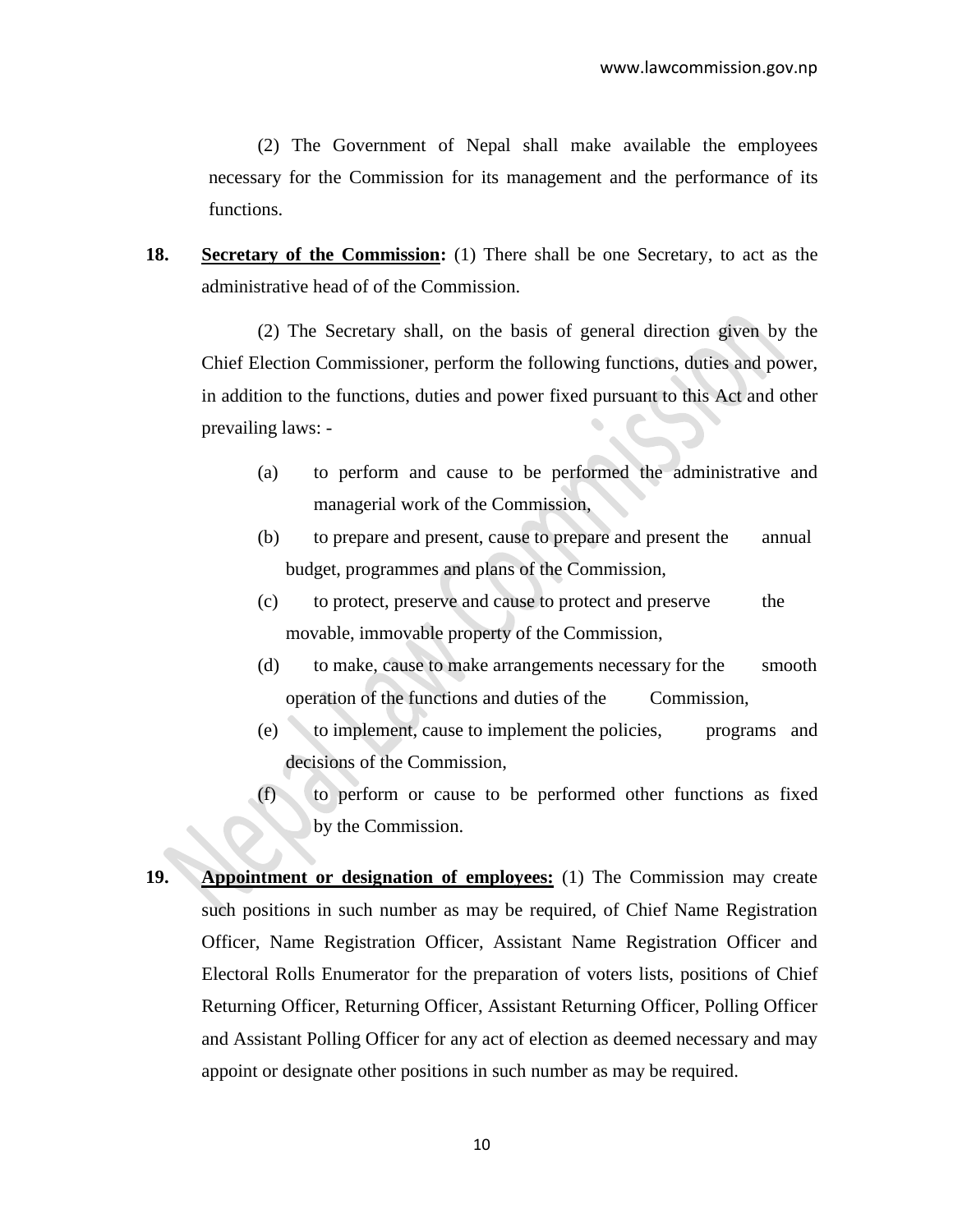(2) The Government of Nepal shall make available the employees necessary for the Commission for its management and the performance of its functions.

**18.** **Secretary of the Commission:** (1) There shall be one Secretary, to act as the administrative head of of the Commission.

(2) The Secretary shall, on the basis of general direction given by the Chief Election Commissioner, perform the following functions, duties and power, in addition to the functions, duties and power fixed pursuant to this Act and other prevailing laws: -

(a) to perform and cause to be performed the administrative and managerial work of the Commission,

(b) to prepare and present, cause to prepare and present the annual budget, programmes and plans of the Commission,

(c) to protect, preserve and cause to protect and preserve the movable, immovable property of the Commission,

(d) to make, cause to make arrangements necessary for the smooth operation of the functions and duties of the Commission,

(e) to implement, cause to implement the policies, programs and decisions of the Commission,

(f) to perform or cause to be performed other functions as fixed by the Commission.

**19.** **Appointment or designation of employees:** (1) The Commission may create such positions in such number as may be required, of Chief Name Registration Officer, Name Registration Officer, Assistant Name Registration Officer and Electoral Rolls Enumerator for the preparation of voters lists, positions of Chief Returning Officer, Returning Officer, Assistant Returning Officer, Polling Officer and Assistant Polling Officer for any act of election as deemed necessary and may appoint or designate other positions in such number as may be required.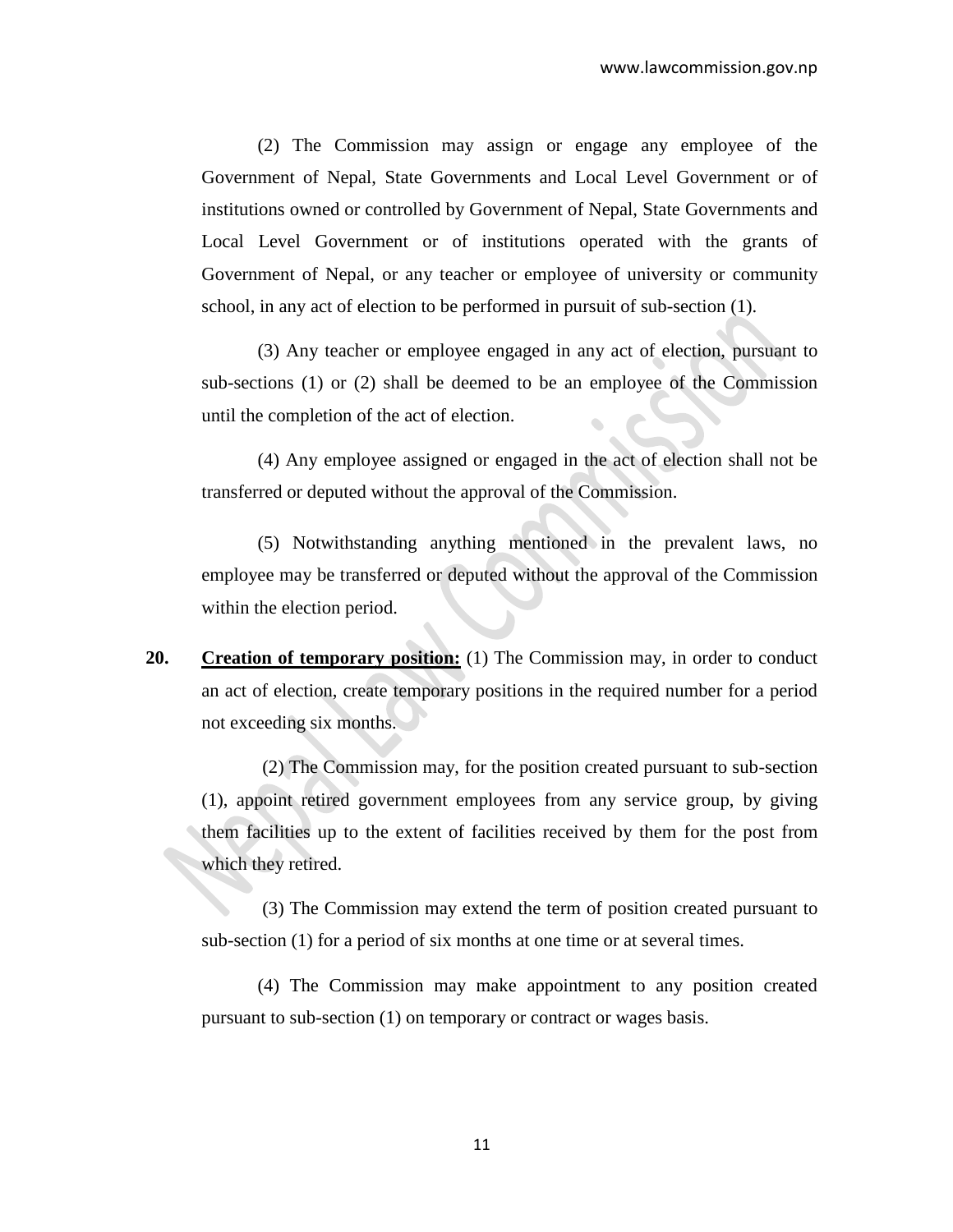(2) The Commission may assign or engage any employee of the Government of Nepal, State Governments and Local Level Government or of institutions owned or controlled by Government of Nepal, State Governments and Local Level Government or of institutions operated with the grants of Government of Nepal, or any teacher or employee of university or community school, in any act of election to be performed in pursuit of sub-section (1).

(3) Any teacher or employee engaged in any act of election, pursuant to sub-sections (1) or (2) shall be deemed to be an employee of the Commission until the completion of the act of election.

(4) Any employee assigned or engaged in the act of election shall not be transferred or deputed without the approval of the Commission.

(5) Notwithstanding anything mentioned in the prevalent laws, no employee may be transferred or deputed without the approval of the Commission within the election period.

**20. Creation of temporary position:** (1) The Commission may, in order to conduct an act of election, create temporary positions in the required number for a period not exceeding six months.

(2) The Commission may, for the position created pursuant to sub-section (1), appoint retired government employees from any service group, by giving them facilities up to the extent of facilities received by them for the post from which they retired.

(3) The Commission may extend the term of position created pursuant to sub-section (1) for a period of six months at one time or at several times.

(4) The Commission may make appointment to any position created pursuant to sub-section (1) on temporary or contract or wages basis.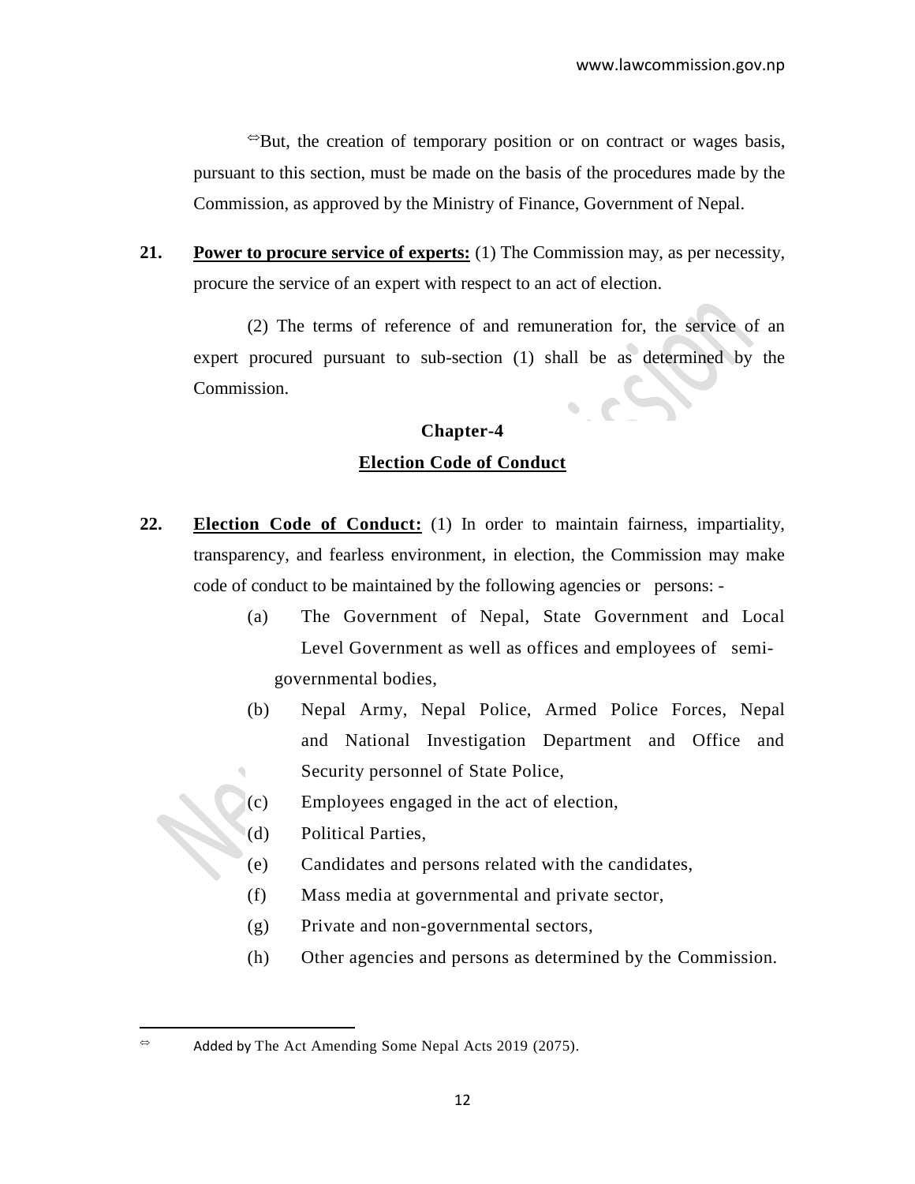⇔But, the creation of temporary position or on contract or wages basis, pursuant to this section, must be made on the basis of the procedures made by the Commission, as approved by the Ministry of Finance, Government of Nepal.

**21.** **Power to procure service of experts:** (1) The Commission may, as per necessity, procure the service of an expert with respect to an act of election.

(2) The terms of reference of and remuneration for, the service of an expert procured pursuant to sub-section (1) shall be as determined by the Commission.

## Chapter-4

## Election Code of Conduct

**22.** **Election Code of Conduct:** (1) In order to maintain fairness, impartiality, transparency, and fearless environment, in election, the Commission may make code of conduct to be maintained by the following agencies or persons: -

(a) The Government of Nepal, State Government and Local Level Government as well as offices and employees of semi-governmental bodies,

(b) Nepal Army, Nepal Police, Armed Police Forces, Nepal and National Investigation Department and Office and Security personnel of State Police,

(c) Employees engaged in the act of election,

(d) Political Parties,

(e) Candidates and persons related with the candidates,

(f) Mass media at governmental and private sector,

(g) Private and non-governmental sectors,

(h) Other agencies and persons as determined by the Commission.

---

⇔ Added by The Act Amending Some Nepal Acts 2019 (2075).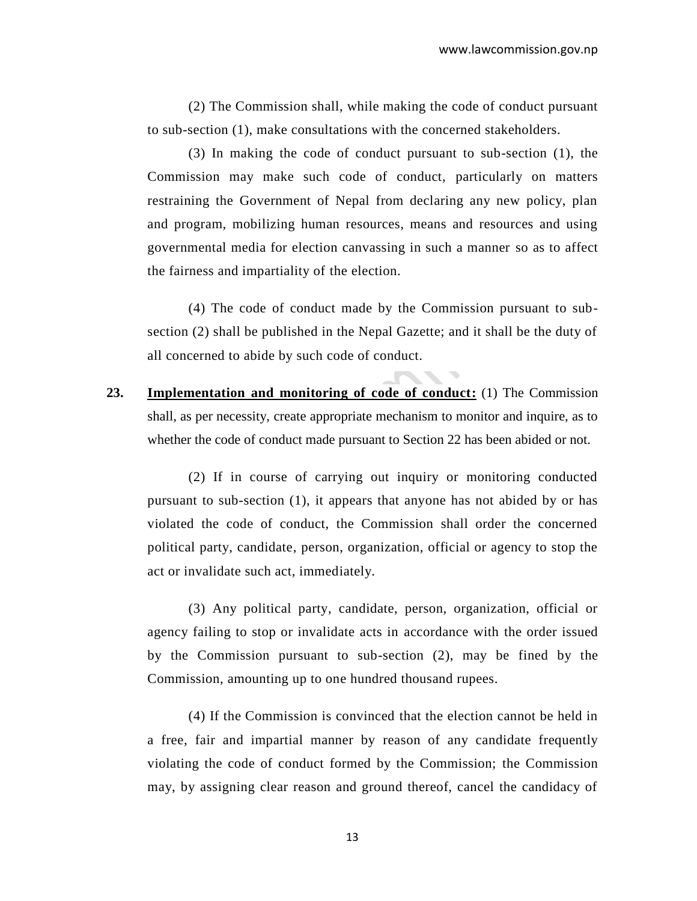(2) The Commission shall, while making the code of conduct pursuant to sub-section (1), make consultations with the concerned stakeholders.

(3) In making the code of conduct pursuant to sub-section (1), the Commission may make such code of conduct, particularly on matters restraining the Government of Nepal from declaring any new policy, plan and program, mobilizing human resources, means and resources and using governmental media for election canvassing in such a manner so as to affect the fairness and impartiality of the election.

(4) The code of conduct made by the Commission pursuant to sub-section (2) shall be published in the Nepal Gazette; and it shall be the duty of all concerned to abide by such code of conduct.

**23.** **Implementation and monitoring of code of conduct:** (1) The Commission shall, as per necessity, create appropriate mechanism to monitor and inquire, as to whether the code of conduct made pursuant to Section 22 has been abided or not.

(2) If in course of carrying out inquiry or monitoring conducted pursuant to sub-section (1), it appears that anyone has not abided by or has violated the code of conduct, the Commission shall order the concerned political party, candidate, person, organization, official or agency to stop the act or invalidate such act, immediately.

(3) Any political party, candidate, person, organization, official or agency failing to stop or invalidate acts in accordance with the order issued by the Commission pursuant to sub-section (2), may be fined by the Commission, amounting up to one hundred thousand rupees.

(4) If the Commission is convinced that the election cannot be held in a free, fair and impartial manner by reason of any candidate frequently violating the code of conduct formed by the Commission; the Commission may, by assigning clear reason and ground thereof, cancel the candidacy of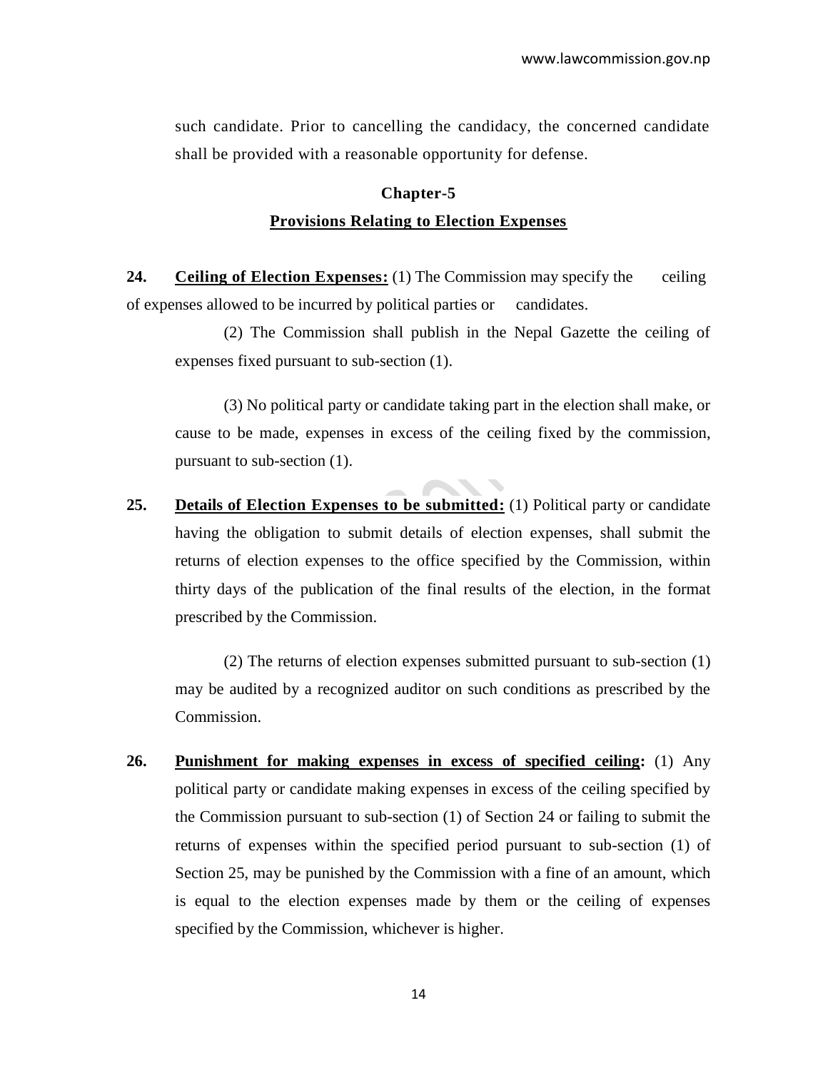such candidate. Prior to cancelling the candidacy, the concerned candidate shall be provided with a reasonable opportunity for defense.

## Chapter-5

## Provisions Relating to Election Expenses

**24. Ceiling of Election Expenses:** (1) The Commission may specify the ceiling of expenses allowed to be incurred by political parties or candidates.

(2) The Commission shall publish in the Nepal Gazette the ceiling of expenses fixed pursuant to sub-section (1).

(3) No political party or candidate taking part in the election shall make, or cause to be made, expenses in excess of the ceiling fixed by the commission, pursuant to sub-section (1).

**25. Details of Election Expenses to be submitted:** (1) Political party or candidate having the obligation to submit details of election expenses, shall submit the returns of election expenses to the office specified by the Commission, within thirty days of the publication of the final results of the election, in the format prescribed by the Commission.

(2) The returns of election expenses submitted pursuant to sub-section (1) may be audited by a recognized auditor on such conditions as prescribed by the Commission.

**26. Punishment for making expenses in excess of specified ceiling:** (1) Any political party or candidate making expenses in excess of the ceiling specified by the Commission pursuant to sub-section (1) of Section 24 or failing to submit the returns of expenses within the specified period pursuant to sub-section (1) of Section 25, may be punished by the Commission with a fine of an amount, which is equal to the election expenses made by them or the ceiling of expenses specified by the Commission, whichever is higher.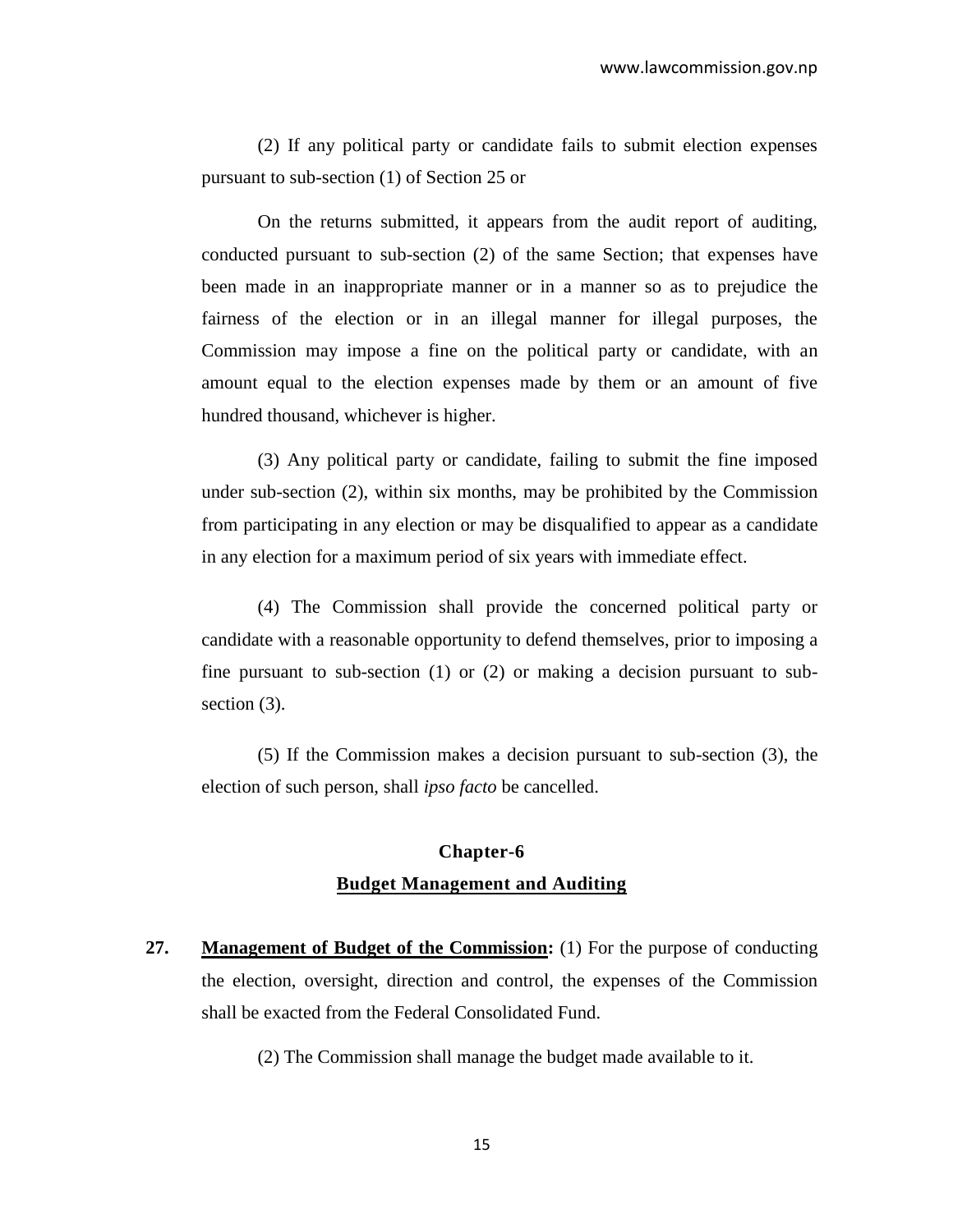(2) If any political party or candidate fails to submit election expenses pursuant to sub-section (1) of Section 25 or

On the returns submitted, it appears from the audit report of auditing, conducted pursuant to sub-section (2) of the same Section; that expenses have been made in an inappropriate manner or in a manner so as to prejudice the fairness of the election or in an illegal manner for illegal purposes, the Commission may impose a fine on the political party or candidate, with an amount equal to the election expenses made by them or an amount of five hundred thousand, whichever is higher.

(3) Any political party or candidate, failing to submit the fine imposed under sub-section (2), within six months, may be prohibited by the Commission from participating in any election or may be disqualified to appear as a candidate in any election for a maximum period of six years with immediate effect.

(4) The Commission shall provide the concerned political party or candidate with a reasonable opportunity to defend themselves, prior to imposing a fine pursuant to sub-section (1) or (2) or making a decision pursuant to sub-section (3).

(5) If the Commission makes a decision pursuant to sub-section (3), the election of such person, shall *ipso facto* be cancelled.

## Chapter-6

## Budget Management and Auditing

**27. Management of Budget of the Commission:** (1) For the purpose of conducting the election, oversight, direction and control, the expenses of the Commission shall be exacted from the Federal Consolidated Fund.

(2) The Commission shall manage the budget made available to it.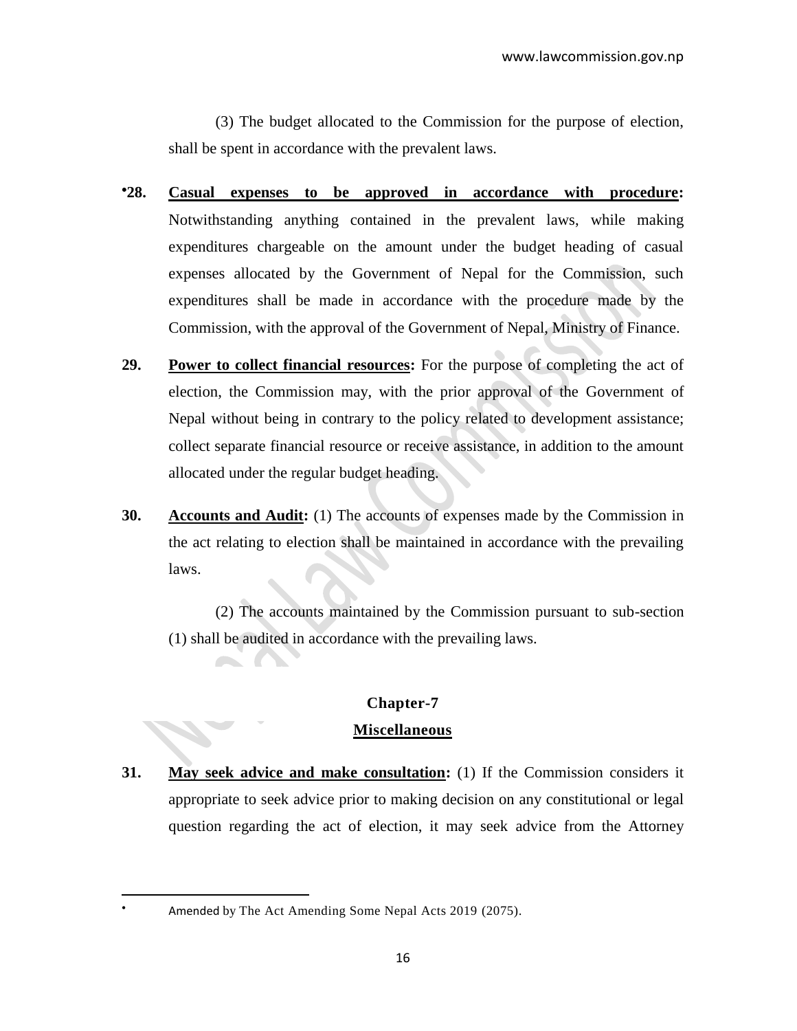(3) The budget allocated to the Commission for the purpose of election, shall be spent in accordance with the prevalent laws.

•**28. Casual expenses to be approved in accordance with procedure:** Notwithstanding anything contained in the prevalent laws, while making expenditures chargeable on the amount under the budget heading of casual expenses allocated by the Government of Nepal for the Commission, such expenditures shall be made in accordance with the procedure made by the Commission, with the approval of the Government of Nepal, Ministry of Finance.

**29. Power to collect financial resources:** For the purpose of completing the act of election, the Commission may, with the prior approval of the Government of Nepal without being in contrary to the policy related to development assistance; collect separate financial resource or receive assistance, in addition to the amount allocated under the regular budget heading.

**30. Accounts and Audit:** (1) The accounts of expenses made by the Commission in the act relating to election shall be maintained in accordance with the prevailing laws.

(2) The accounts maintained by the Commission pursuant to sub-section (1) shall be audited in accordance with the prevailing laws.

## Chapter-7

## Miscellaneous

**31. May seek advice and make consultation:** (1) If the Commission considers it appropriate to seek advice prior to making decision on any constitutional or legal question regarding the act of election, it may seek advice from the Attorney

---

• Amended by The Act Amending Some Nepal Acts 2019 (2075).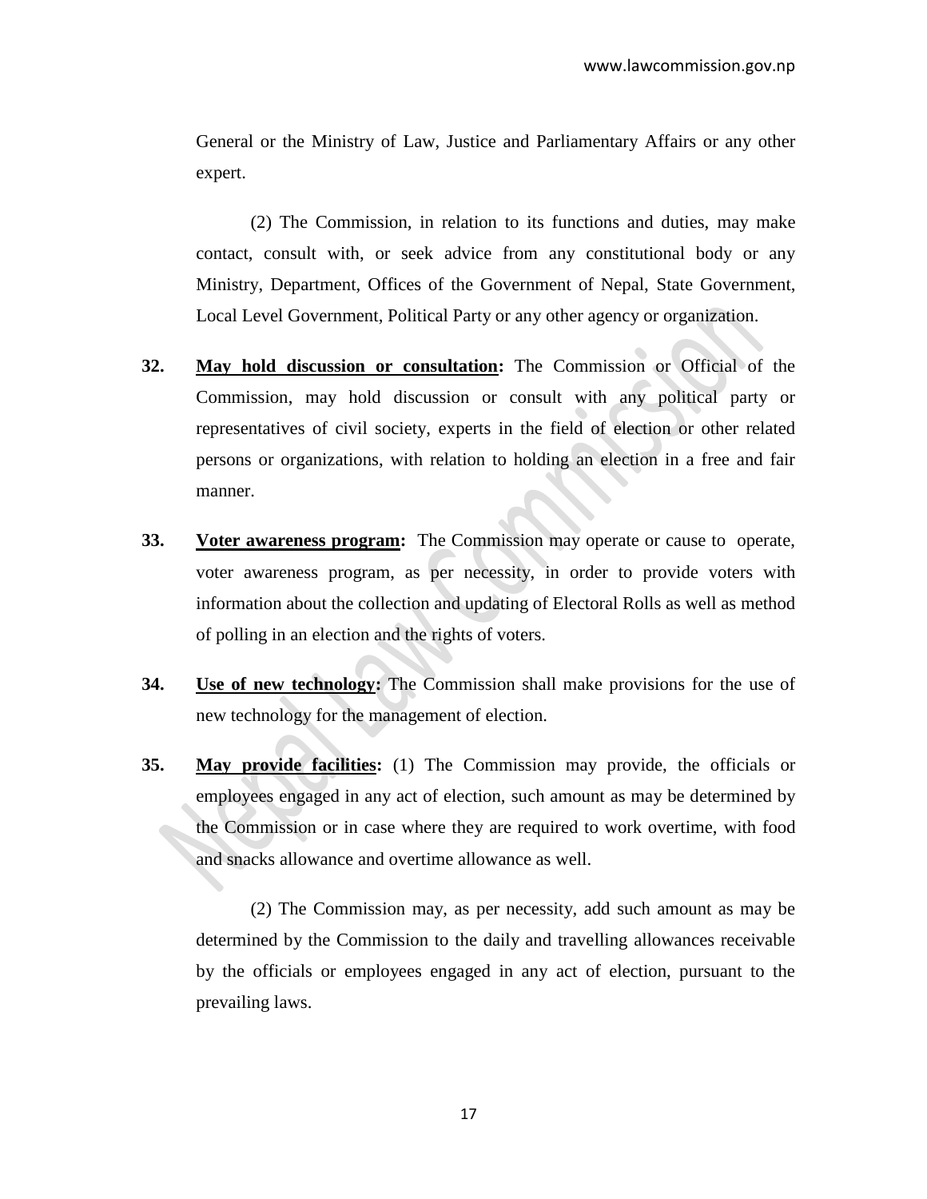General or the Ministry of Law, Justice and Parliamentary Affairs or any other expert.

(2) The Commission, in relation to its functions and duties, may make contact, consult with, or seek advice from any constitutional body or any Ministry, Department, Offices of the Government of Nepal, State Government, Local Level Government, Political Party or any other agency or organization.

**32. <u>May hold discussion or consultation</u>:** The Commission or Official of the Commission, may hold discussion or consult with any political party or representatives of civil society, experts in the field of election or other related persons or organizations, with relation to holding an election in a free and fair manner.

**33. <u>Voter awareness program</u>:** The Commission may operate or cause to operate, voter awareness program, as per necessity, in order to provide voters with information about the collection and updating of Electoral Rolls as well as method of polling in an election and the rights of voters.

**34. <u>Use of new technology</u>:** The Commission shall make provisions for the use of new technology for the management of election.

**35. <u>May provide facilities</u>:** (1) The Commission may provide, the officials or employees engaged in any act of election, such amount as may be determined by the Commission or in case where they are required to work overtime, with food and snacks allowance and overtime allowance as well.

(2) The Commission may, as per necessity, add such amount as may be determined by the Commission to the daily and travelling allowances receivable by the officials or employees engaged in any act of election, pursuant to the prevailing laws.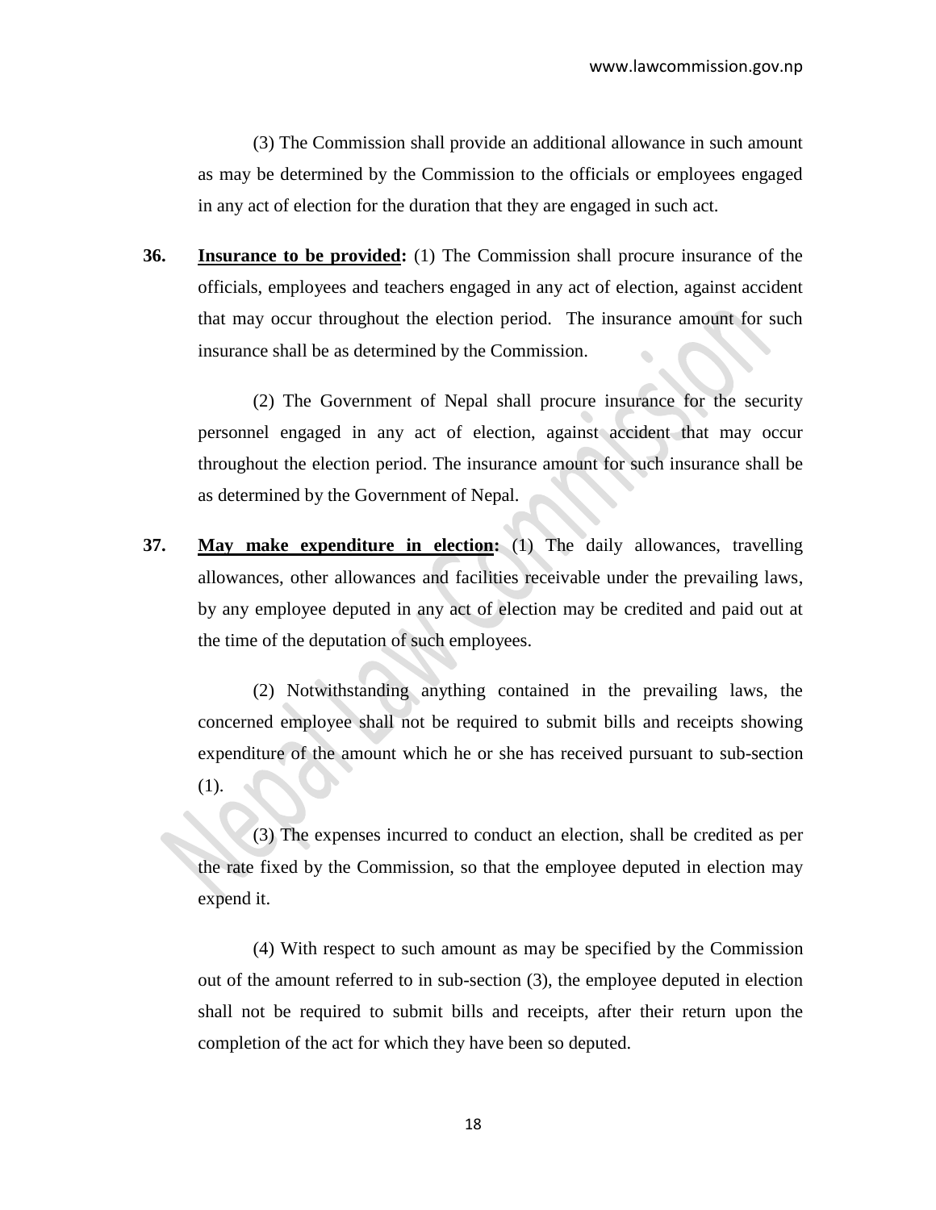(3) The Commission shall provide an additional allowance in such amount as may be determined by the Commission to the officials or employees engaged in any act of election for the duration that they are engaged in such act.

**36. Insurance to be provided:** (1) The Commission shall procure insurance of the officials, employees and teachers engaged in any act of election, against accident that may occur throughout the election period. The insurance amount for such insurance shall be as determined by the Commission.

(2) The Government of Nepal shall procure insurance for the security personnel engaged in any act of election, against accident that may occur throughout the election period. The insurance amount for such insurance shall be as determined by the Government of Nepal.

**37. May make expenditure in election:** (1) The daily allowances, travelling allowances, other allowances and facilities receivable under the prevailing laws, by any employee deputed in any act of election may be credited and paid out at the time of the deputation of such employees.

(2) Notwithstanding anything contained in the prevailing laws, the concerned employee shall not be required to submit bills and receipts showing expenditure of the amount which he or she has received pursuant to sub-section (1).

(3) The expenses incurred to conduct an election, shall be credited as per the rate fixed by the Commission, so that the employee deputed in election may expend it.

(4) With respect to such amount as may be specified by the Commission out of the amount referred to in sub-section (3), the employee deputed in election shall not be required to submit bills and receipts, after their return upon the completion of the act for which they have been so deputed.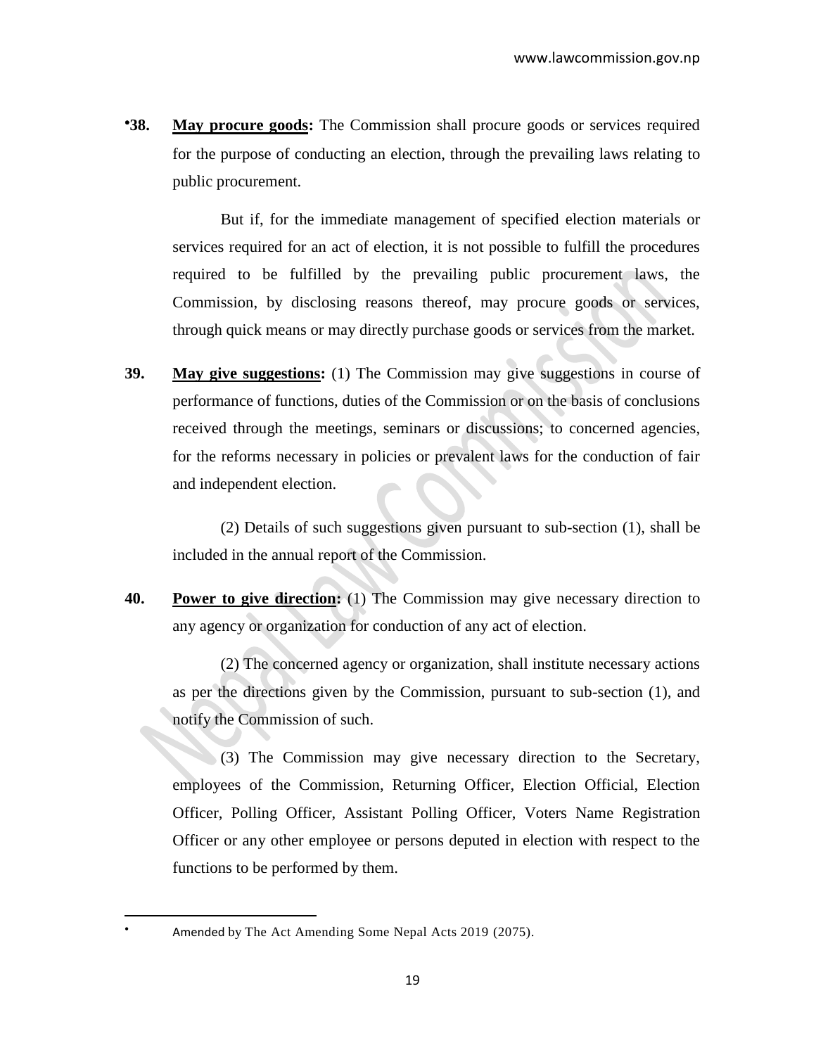•**38.** **May procure goods:** The Commission shall procure goods or services required for the purpose of conducting an election, through the prevailing laws relating to public procurement.

But if, for the immediate management of specified election materials or services required for an act of election, it is not possible to fulfill the procedures required to be fulfilled by the prevailing public procurement laws, the Commission, by disclosing reasons thereof, may procure goods or services, through quick means or may directly purchase goods or services from the market.

**39.** **May give suggestions:** (1) The Commission may give suggestions in course of performance of functions, duties of the Commission or on the basis of conclusions received through the meetings, seminars or discussions; to concerned agencies, for the reforms necessary in policies or prevalent laws for the conduction of fair and independent election.

(2) Details of such suggestions given pursuant to sub-section (1), shall be included in the annual report of the Commission.

**40.** **Power to give direction:** (1) The Commission may give necessary direction to any agency or organization for conduction of any act of election.

(2) The concerned agency or organization, shall institute necessary actions as per the directions given by the Commission, pursuant to sub-section (1), and notify the Commission of such.

(3) The Commission may give necessary direction to the Secretary, employees of the Commission, Returning Officer, Election Official, Election Officer, Polling Officer, Assistant Polling Officer, Voters Name Registration Officer or any other employee or persons deputed in election with respect to the functions to be performed by them.

---

• Amended by The Act Amending Some Nepal Acts 2019 (2075).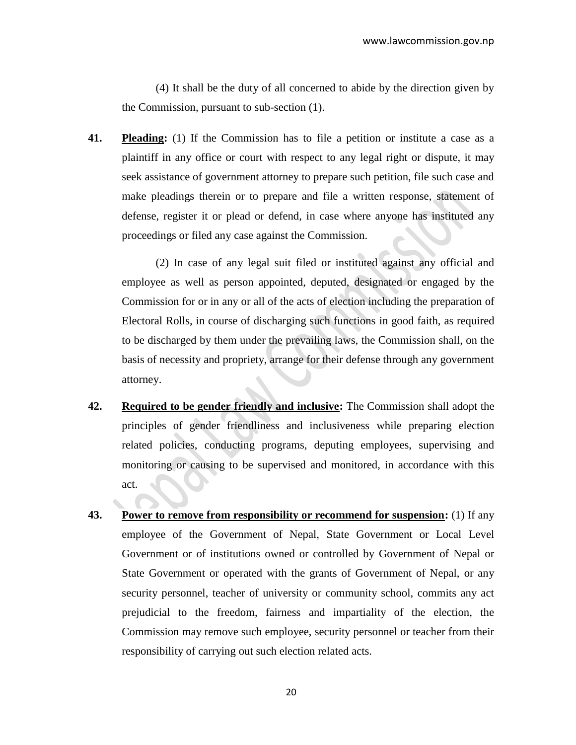(4) It shall be the duty of all concerned to abide by the direction given by the Commission, pursuant to sub-section (1).

**41.** **<u>Pleading</u>:** (1) If the Commission has to file a petition or institute a case as a plaintiff in any office or court with respect to any legal right or dispute, it may seek assistance of government attorney to prepare such petition, file such case and make pleadings therein or to prepare and file a written response, statement of defense, register it or plead or defend, in case where anyone has instituted any proceedings or filed any case against the Commission.

(2) In case of any legal suit filed or instituted against any official and employee as well as person appointed, deputed, designated or engaged by the Commission for or in any or all of the acts of election including the preparation of Electoral Rolls, in course of discharging such functions in good faith, as required to be discharged by them under the prevailing laws, the Commission shall, on the basis of necessity and propriety, arrange for their defense through any government attorney.

**42.** **<u>Required to be gender friendly and inclusive</u>:** The Commission shall adopt the principles of gender friendliness and inclusiveness while preparing election related policies, conducting programs, deputing employees, supervising and monitoring or causing to be supervised and monitored, in accordance with this act.

**43.** **<u>Power to remove from responsibility or recommend for suspension</u>:** (1) If any employee of the Government of Nepal, State Government or Local Level Government or of institutions owned or controlled by Government of Nepal or State Government or operated with the grants of Government of Nepal, or any security personnel, teacher of university or community school, commits any act prejudicial to the freedom, fairness and impartiality of the election, the Commission may remove such employee, security personnel or teacher from their responsibility of carrying out such election related acts.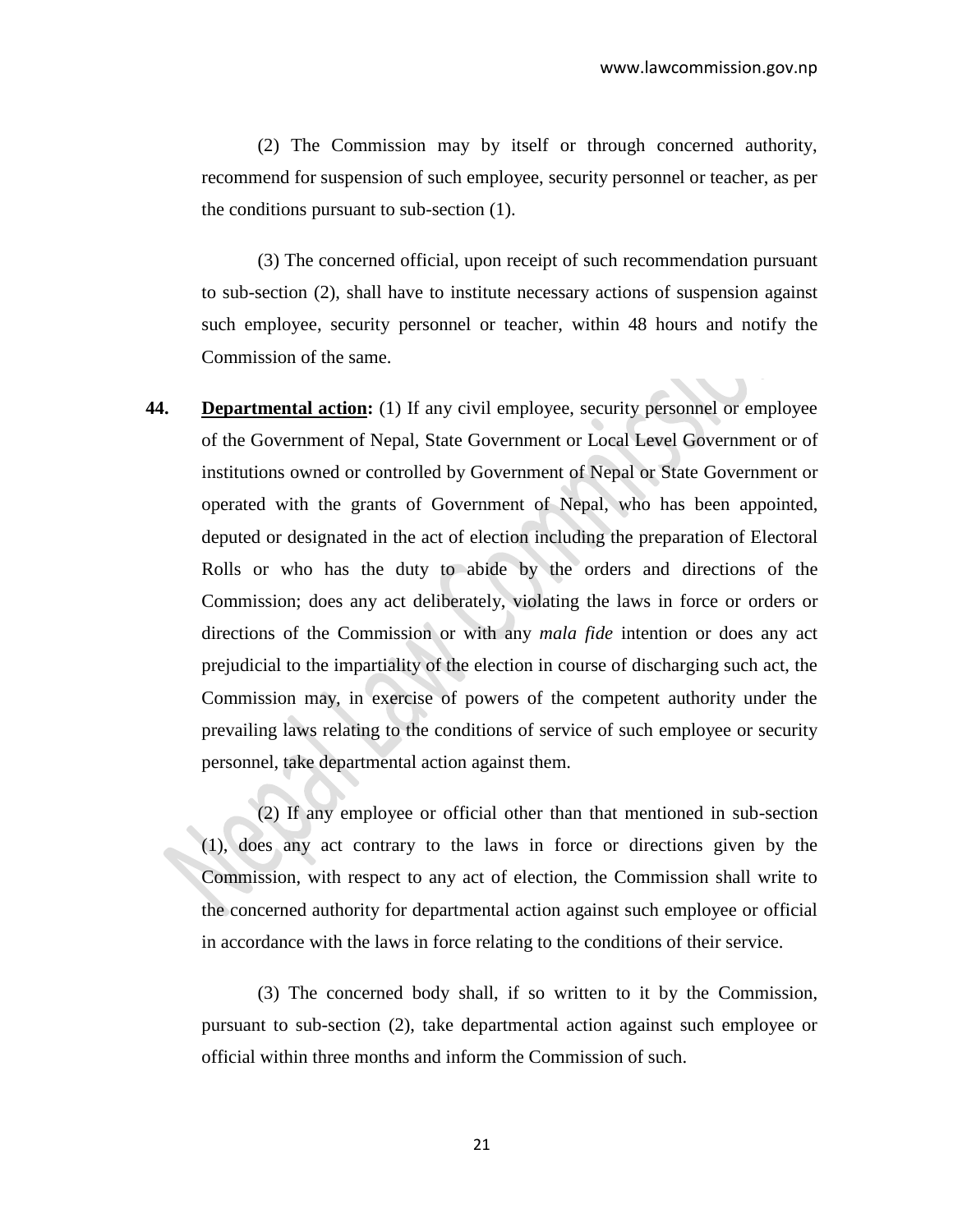(2) The Commission may by itself or through concerned authority, recommend for suspension of such employee, security personnel or teacher, as per the conditions pursuant to sub-section (1).

(3) The concerned official, upon receipt of such recommendation pursuant to sub-section (2), shall have to institute necessary actions of suspension against such employee, security personnel or teacher, within 48 hours and notify the Commission of the same.

**44.** **Departmental action:** (1) If any civil employee, security personnel or employee of the Government of Nepal, State Government or Local Level Government or of institutions owned or controlled by Government of Nepal or State Government or operated with the grants of Government of Nepal, who has been appointed, deputed or designated in the act of election including the preparation of Electoral Rolls or who has the duty to abide by the orders and directions of the Commission; does any act deliberately, violating the laws in force or orders or directions of the Commission or with any *mala fide* intention or does any act prejudicial to the impartiality of the election in course of discharging such act, the Commission may, in exercise of powers of the competent authority under the prevailing laws relating to the conditions of service of such employee or security personnel, take departmental action against them.

(2) If any employee or official other than that mentioned in sub-section (1), does any act contrary to the laws in force or directions given by the Commission, with respect to any act of election, the Commission shall write to the concerned authority for departmental action against such employee or official in accordance with the laws in force relating to the conditions of their service.

(3) The concerned body shall, if so written to it by the Commission, pursuant to sub-section (2), take departmental action against such employee or official within three months and inform the Commission of such.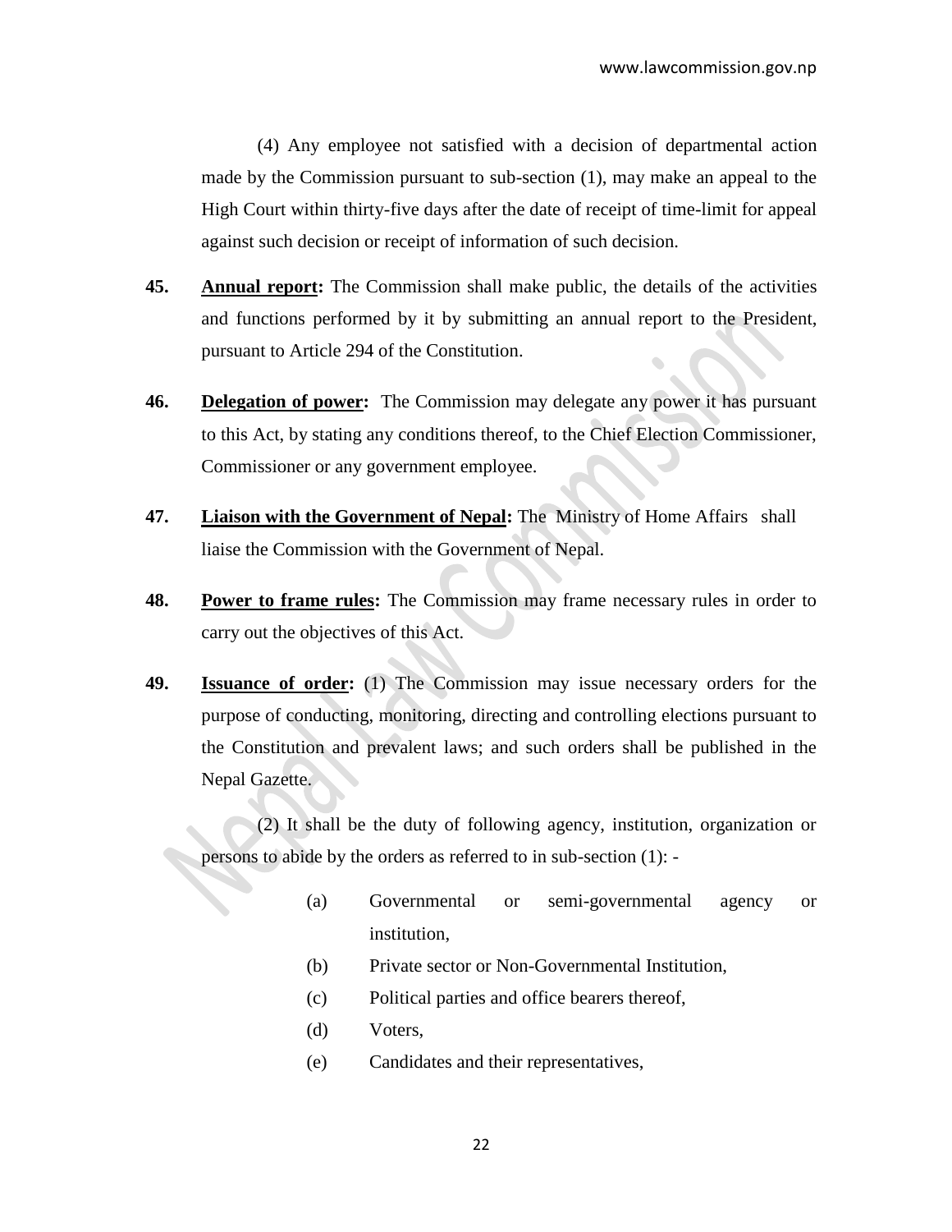(4) Any employee not satisfied with a decision of departmental action made by the Commission pursuant to sub-section (1), may make an appeal to the High Court within thirty-five days after the date of receipt of time-limit for appeal against such decision or receipt of information of such decision.

**45. Annual report:** The Commission shall make public, the details of the activities and functions performed by it by submitting an annual report to the President, pursuant to Article 294 of the Constitution.

**46. Delegation of power:** The Commission may delegate any power it has pursuant to this Act, by stating any conditions thereof, to the Chief Election Commissioner, Commissioner or any government employee.

**47. Liaison with the Government of Nepal:** The Ministry of Home Affairs shall liaise the Commission with the Government of Nepal.

**48. Power to frame rules:** The Commission may frame necessary rules in order to carry out the objectives of this Act.

**49. Issuance of order:** (1) The Commission may issue necessary orders for the purpose of conducting, monitoring, directing and controlling elections pursuant to the Constitution and prevalent laws; and such orders shall be published in the Nepal Gazette.

(2) It shall be the duty of following agency, institution, organization or persons to abide by the orders as referred to in sub-section (1): -

(a) Governmental or semi-governmental agency or institution,

(b) Private sector or Non-Governmental Institution,

(c) Political parties and office bearers thereof,

(d) Voters,

(e) Candidates and their representatives,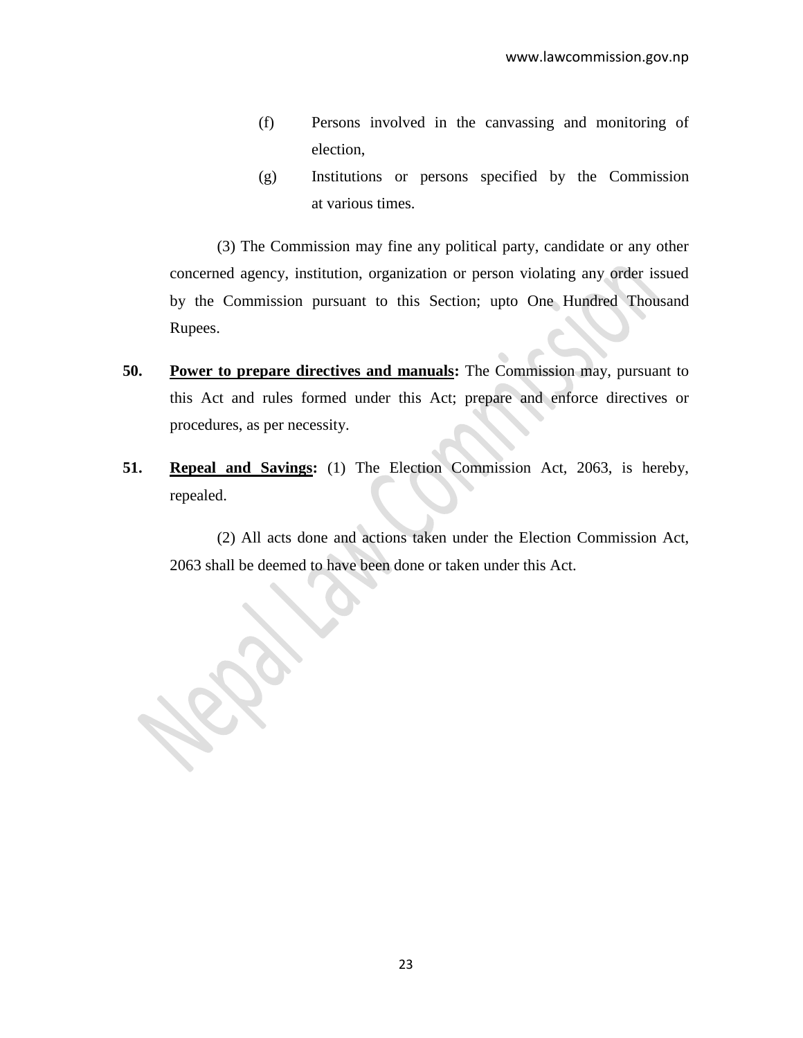(f) Persons involved in the canvassing and monitoring of election,

(g) Institutions or persons specified by the Commission at various times.

(3) The Commission may fine any political party, candidate or any other concerned agency, institution, organization or person violating any order issued by the Commission pursuant to this Section; upto One Hundred Thousand Rupees.

**50. <u>Power to prepare directives and manuals</u>:** The Commission may, pursuant to this Act and rules formed under this Act; prepare and enforce directives or procedures, as per necessity.

**51. <u>Repeal and Savings</u>:** (1) The Election Commission Act, 2063, is hereby, repealed.

(2) All acts done and actions taken under the Election Commission Act, 2063 shall be deemed to have been done or taken under this Act.